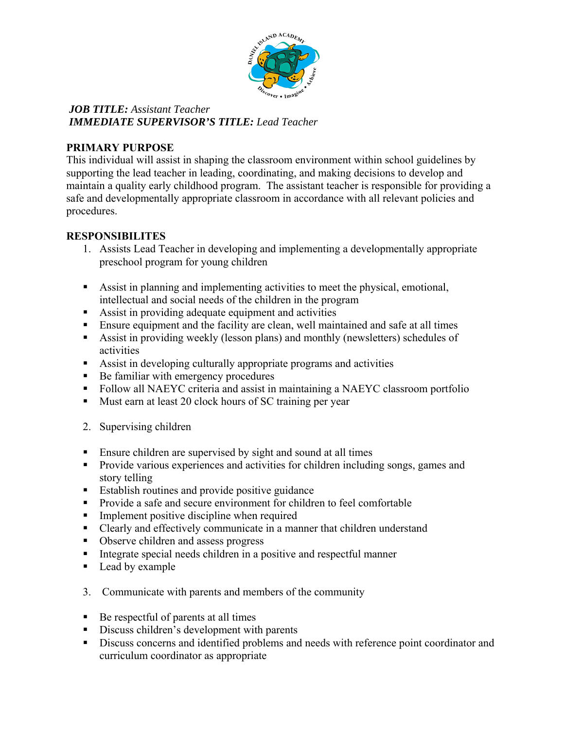***JOB TITLE:*** *Assistant Teacher*
***IMMEDIATE SUPERVISOR'S TITLE:*** *Lead Teacher*

**PRIMARY PURPOSE**

This individual will assist in shaping the classroom environment within school guidelines by supporting the lead teacher in leading, coordinating, and making decisions to develop and maintain a quality early childhood program. The assistant teacher is responsible for providing a safe and developmentally appropriate classroom in accordance with all relevant policies and procedures.

**RESPONSIBILITES**

1. Assists Lead Teacher in developing and implementing a developmentally appropriate preschool program for young children

- Assist in planning and implementing activities to meet the physical, emotional, intellectual and social needs of the children in the program
- Assist in providing adequate equipment and activities
- Ensure equipment and the facility are clean, well maintained and safe at all times
- Assist in providing weekly (lesson plans) and monthly (newsletters) schedules of activities
- Assist in developing culturally appropriate programs and activities
- Be familiar with emergency procedures
- Follow all NAEYC criteria and assist in maintaining a NAEYC classroom portfolio
- Must earn at least 20 clock hours of SC training per year

2. Supervising children

- Ensure children are supervised by sight and sound at all times
- Provide various experiences and activities for children including songs, games and story telling
- Establish routines and provide positive guidance
- Provide a safe and secure environment for children to feel comfortable
- Implement positive discipline when required
- Clearly and effectively communicate in a manner that children understand
- Observe children and assess progress
- Integrate special needs children in a positive and respectful manner
- Lead by example

3. Communicate with parents and members of the community

- Be respectful of parents at all times
- Discuss children's development with parents
- Discuss concerns and identified problems and needs with reference point coordinator and curriculum coordinator as appropriate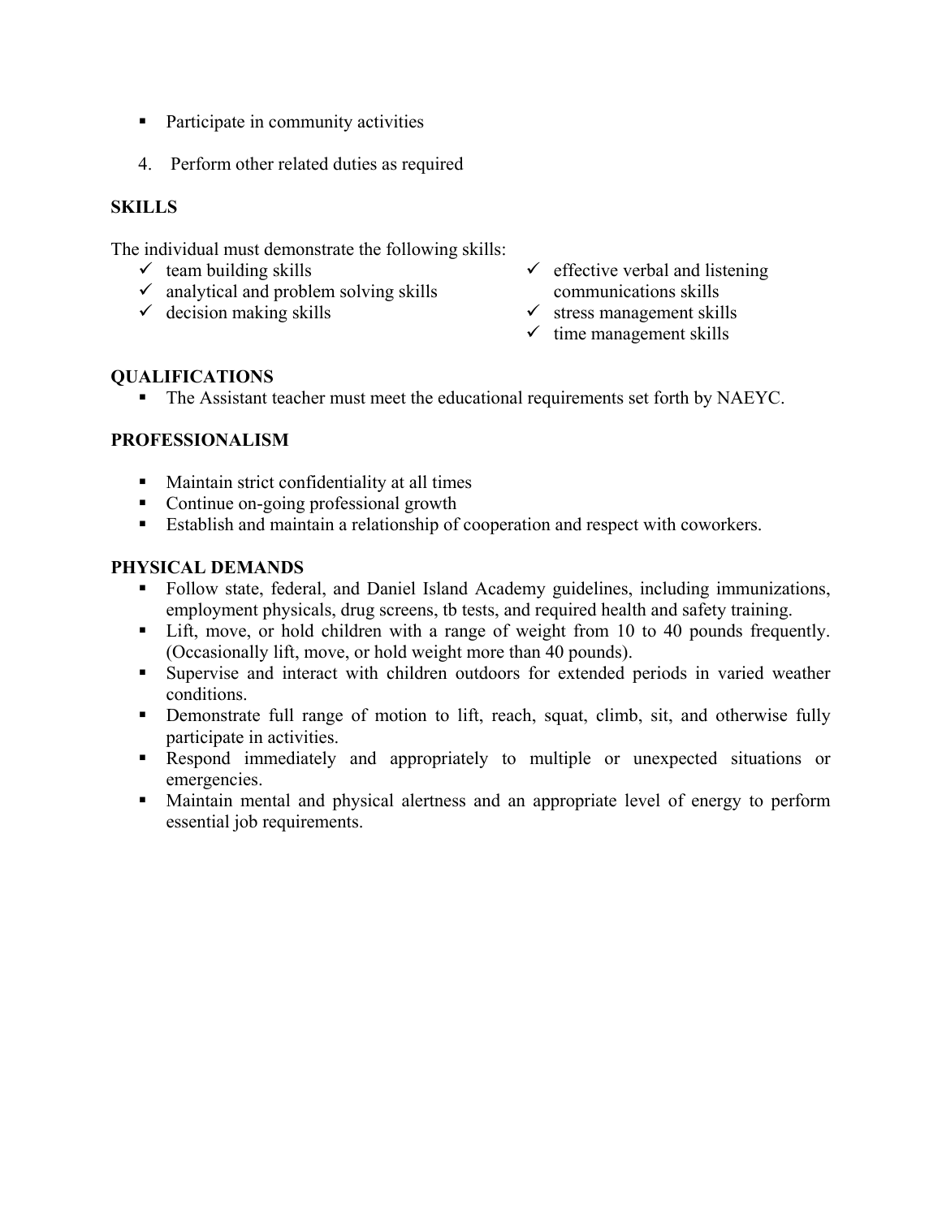- Participate in community activities

4. Perform other related duties as required

## SKILLS

The individual must demonstrate the following skills:

- ✓ team building skills
- ✓ analytical and problem solving skills
- ✓ decision making skills
- ✓ effective verbal and listening communications skills
- ✓ stress management skills
- ✓ time management skills

## QUALIFICATIONS

- The Assistant teacher must meet the educational requirements set forth by NAEYC.

## PROFESSIONALISM

- Maintain strict confidentiality at all times
- Continue on-going professional growth
- Establish and maintain a relationship of cooperation and respect with coworkers.

## PHYSICAL DEMANDS

- Follow state, federal, and Daniel Island Academy guidelines, including immunizations, employment physicals, drug screens, tb tests, and required health and safety training.
- Lift, move, or hold children with a range of weight from 10 to 40 pounds frequently. (Occasionally lift, move, or hold weight more than 40 pounds).
- Supervise and interact with children outdoors for extended periods in varied weather conditions.
- Demonstrate full range of motion to lift, reach, squat, climb, sit, and otherwise fully participate in activities.
- Respond immediately and appropriately to multiple or unexpected situations or emergencies.
- Maintain mental and physical alertness and an appropriate level of energy to perform essential job requirements.